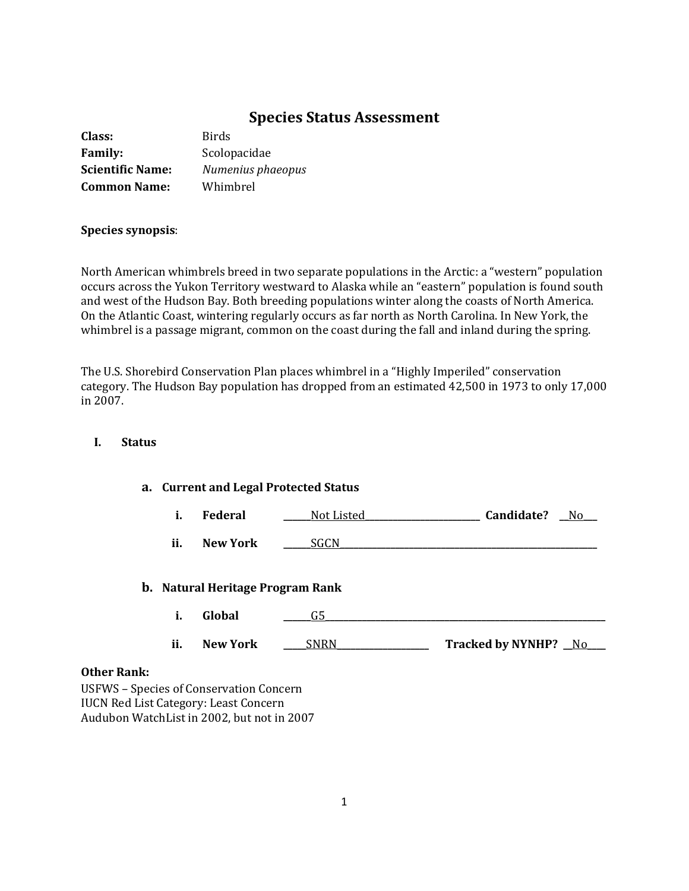# Species Status Assessment

**Class:** Birds
**Family:** Scolopacidae
**Scientific Name:** *Numenius phaeopus*
**Common Name:** Whimbrel

**Species synopsis**:

North American whimbrels breed in two separate populations in the Arctic: a "western" population occurs across the Yukon Territory westward to Alaska while an "eastern" population is found south and west of the Hudson Bay. Both breeding populations winter along the coasts of North America. On the Atlantic Coast, wintering regularly occurs as far north as North Carolina. In New York, the whimbrel is a passage migrant, common on the coast during the fall and inland during the spring.

The U.S. Shorebird Conservation Plan places whimbrel in a "Highly Imperiled" conservation category. The Hudson Bay population has dropped from an estimated 42,500 in 1973 to only 17,000 in 2007.

## I. Status

### a. Current and Legal Protected Status

i. **Federal** ______Not Listed______ **Candidate?** __No__

ii. **New York** ______SGCN______

### b. Natural Heritage Program Rank

i. **Global** ______G5______

ii. **New York** _____SNRN_____ **Tracked by NYNHP?** __No__

**Other Rank:**
USFWS – Species of Conservation Concern
IUCN Red List Category: Least Concern
Audubon WatchList in 2002, but not in 2007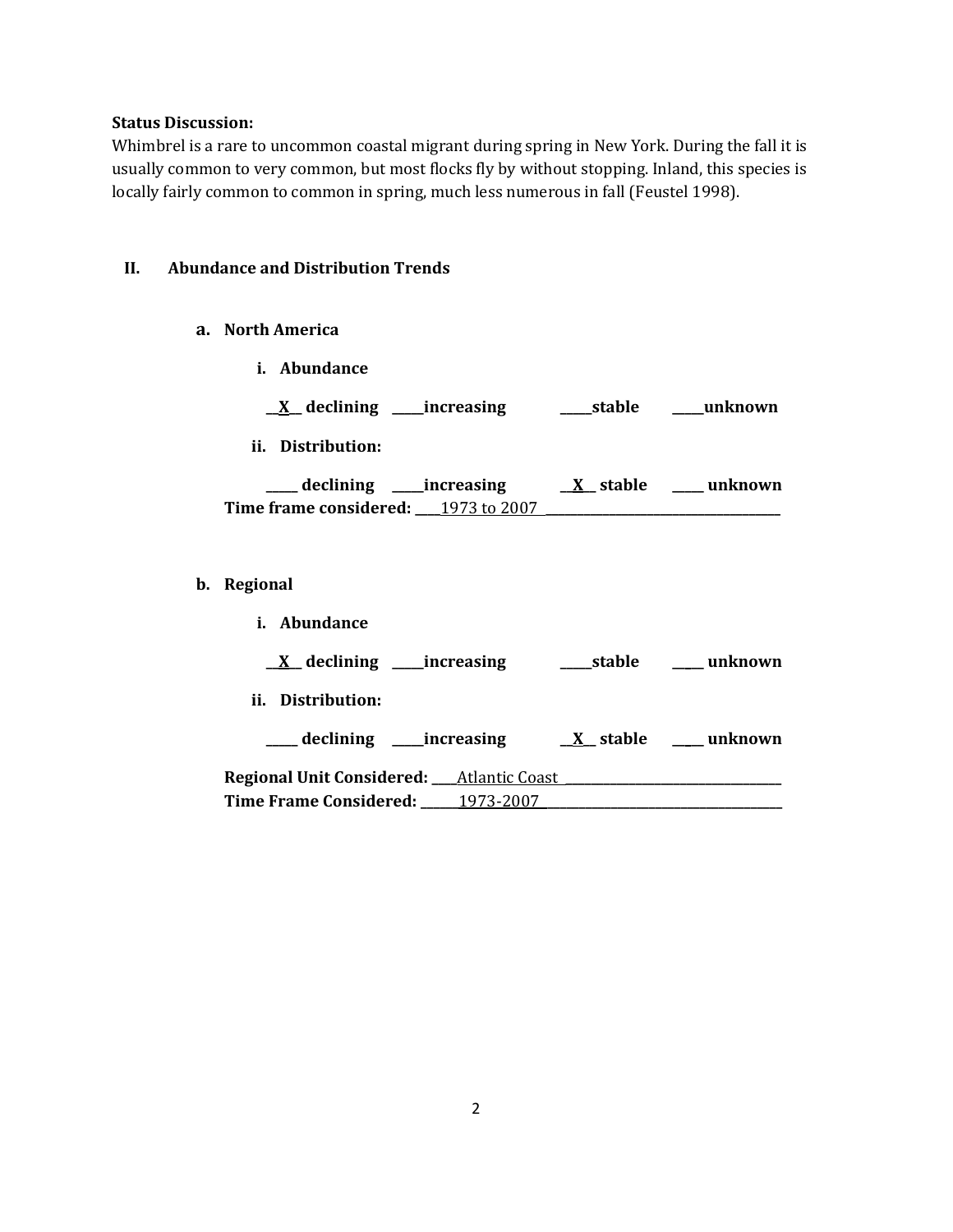**Status Discussion:**
Whimbrel is a rare to uncommon coastal migrant during spring in New York. During the fall it is usually common to very common, but most flocks fly by without stopping. Inland, this species is locally fairly common to common in spring, much less numerous in fall (Feustel 1998).

## II. Abundance and Distribution Trends

### a. North America

**i. Abundance**

**\_\_X\_\_ declining \_\_\_\_\_increasing \_\_\_\_\_stable \_\_\_\_\_unknown**

**ii. Distribution:**

**\_\_\_\_\_ declining \_\_\_\_\_increasing \_\_X\_\_ stable \_\_\_\_\_ unknown**

**Time frame considered:** 1973 to 2007

### b. Regional

**i. Abundance**

**\_\_X\_\_ declining \_\_\_\_\_increasing \_\_\_\_\_stable \_\_\_\_ unknown**

**ii. Distribution:**

**\_\_\_\_\_ declining \_\_\_\_\_increasing \_\_X\_\_ stable \_\_\_\_ unknown**

**Regional Unit Considered:** Atlantic Coast

**Time Frame Considered:** 1973-2007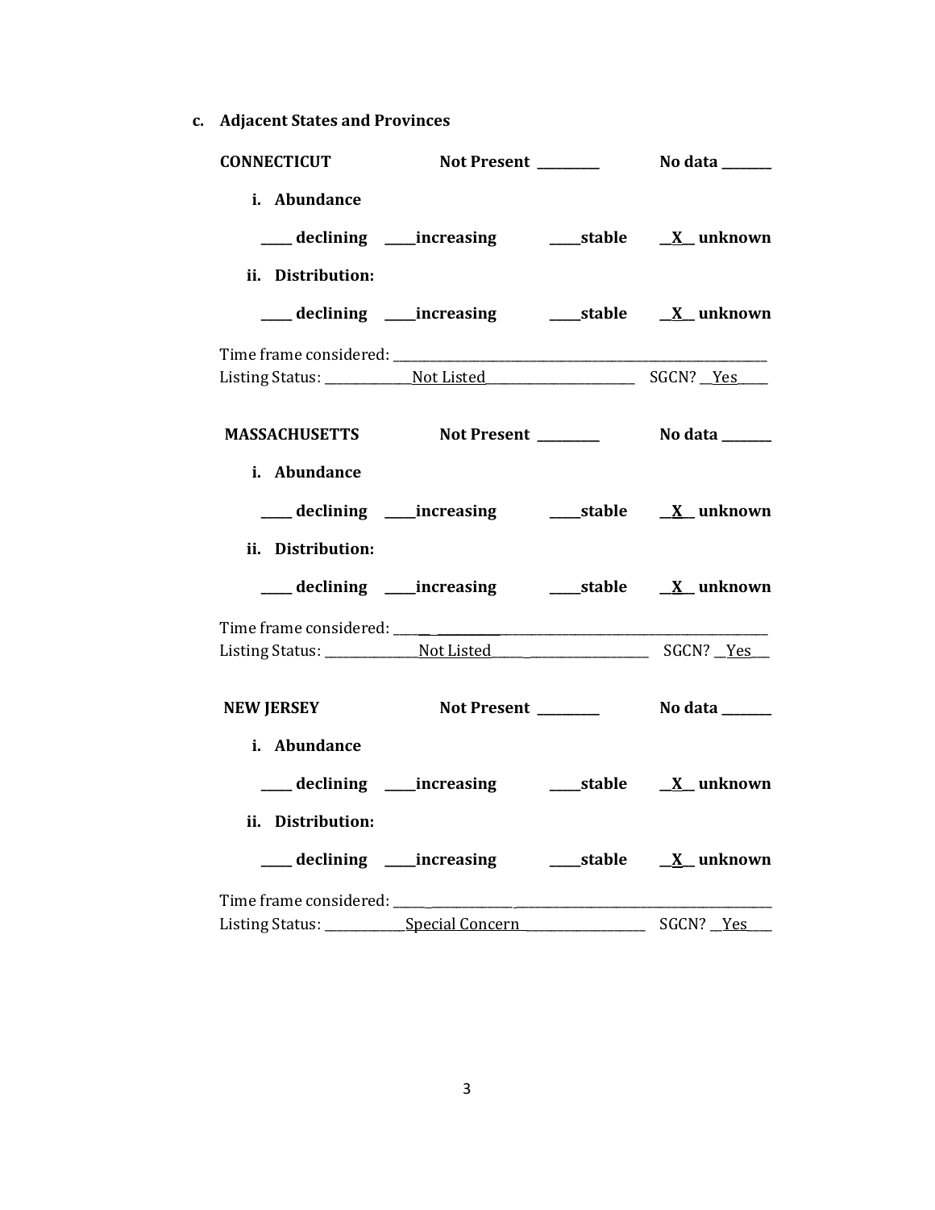**c. Adjacent States and Provinces**

**CONNECTICUT** **Not Present ________** **No data _______**

**i. Abundance**

**____ declining ____increasing ____stable \_\_X\_\_ unknown**

**ii. Distribution:**

**____ declining ____increasing ____stable \_\_X\_\_ unknown**

Time frame considered: ___________________________________________

Listing Status: ____________Not Listed____________________ SGCN? __Yes____

**MASSACHUSETTS** **Not Present ________** **No data _______**

**i. Abundance**

**____ declining ____increasing ____stable \_\_X\_\_ unknown**

**ii. Distribution:**

**____ declining ____increasing ____stable \_\_X\_\_ unknown**

Time frame considered: ___________________________________________

Listing Status: ____________Not Listed____________________ SGCN? __Yes__

**NEW JERSEY** **Not Present ________** **No data _______**

**i. Abundance**

**____ declining ____increasing ____stable \_\_X\_\_ unknown**

**ii. Distribution:**

**____ declining ____increasing ____stable \_\_X\_\_ unknown**

Time frame considered: ___________________________________________

Listing Status: ___________Special Concern_________________ SGCN? __Yes___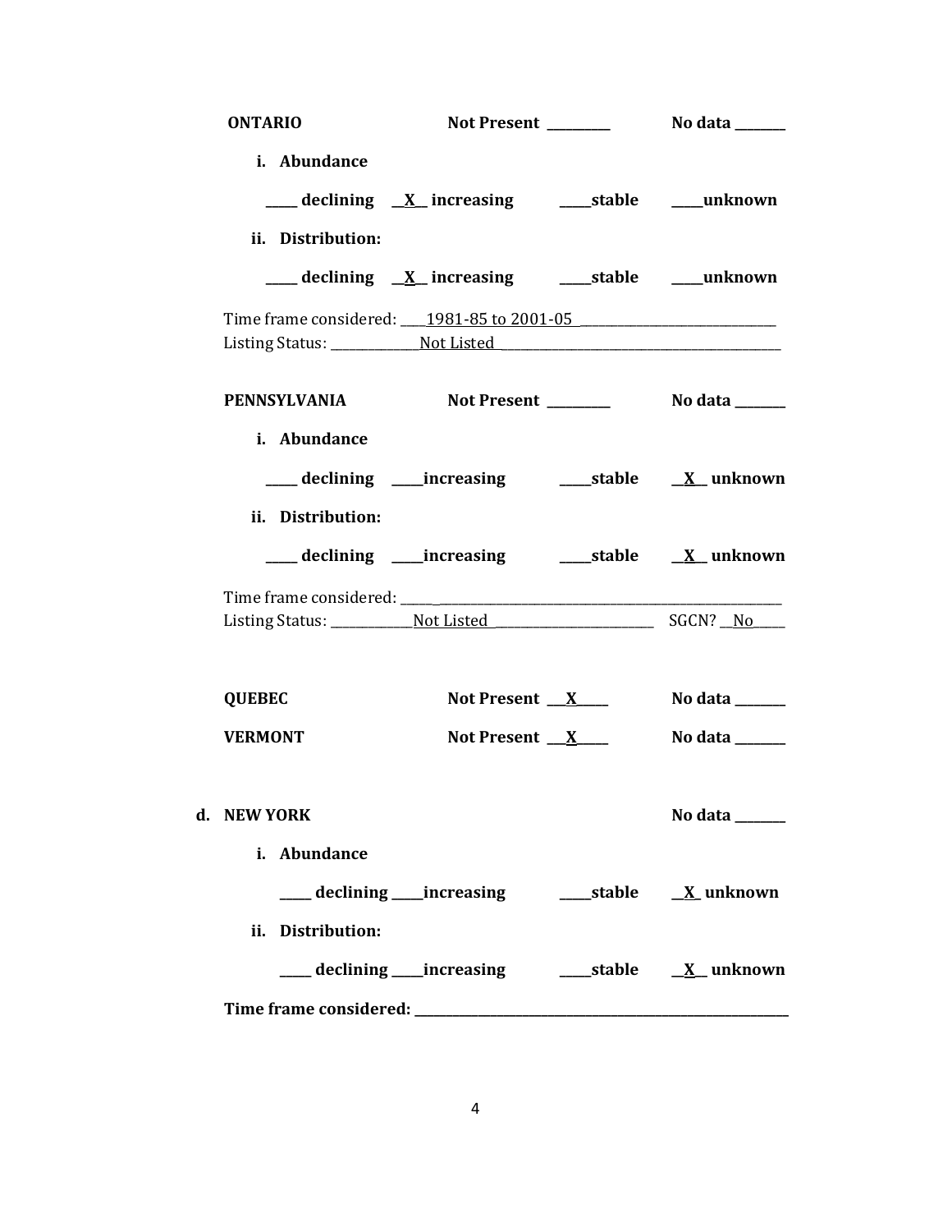**ONTARIO** **Not Present** ________ **No data** _______

i. **Abundance**

_____ **declining** __X__ **increasing** ____**stable** ____**unknown**

ii. **Distribution:**

_____ **declining** __X__ **increasing** ____**stable** ____**unknown**

Time frame considered: ____1981-85 to 2001-05 ____________________________

Listing Status: _____________Not Listed ________________________________________

**PENNSYLVANIA** **Not Present** ________ **No data** _______

i. **Abundance**

_____ **declining** ____**increasing** ____**stable** __X__ **unknown**

ii. **Distribution:**

_____ **declining** ____**increasing** ____**stable** __X__ **unknown**

Time frame considered: ______________________________________________________

Listing Status: ____________Not Listed ______________________ SGCN? __No_____

**QUEBEC** **Not Present** ___X_____ **No data** _______

**VERMONT** **Not Present** ___X_____ **No data** _______

**d. NEW YORK** **No data** _______

i. **Abundance**

_____ **declining** ____**increasing** ____**stable** __X_ **unknown**

ii. **Distribution:**

_____ **declining** ____**increasing** ____**stable** __X__ **unknown**

**Time frame considered:** ________________________________________________________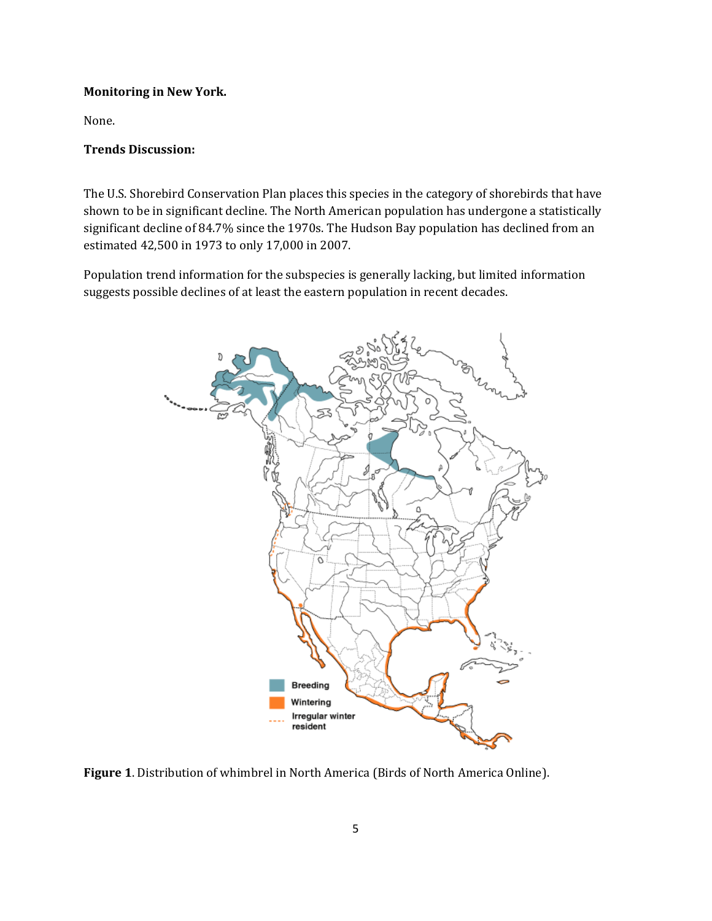**Monitoring in New York.**

None.

**Trends Discussion:**

The U.S. Shorebird Conservation Plan places this species in the category of shorebirds that have shown to be in significant decline. The North American population has undergone a statistically significant decline of 84.7% since the 1970s. The Hudson Bay population has declined from an estimated 42,500 in 1973 to only 17,000 in 2007.

Population trend information for the subspecies is generally lacking, but limited information suggests possible declines of at least the eastern population in recent decades.

**Figure 1**. Distribution of whimbrel in North America (Birds of North America Online).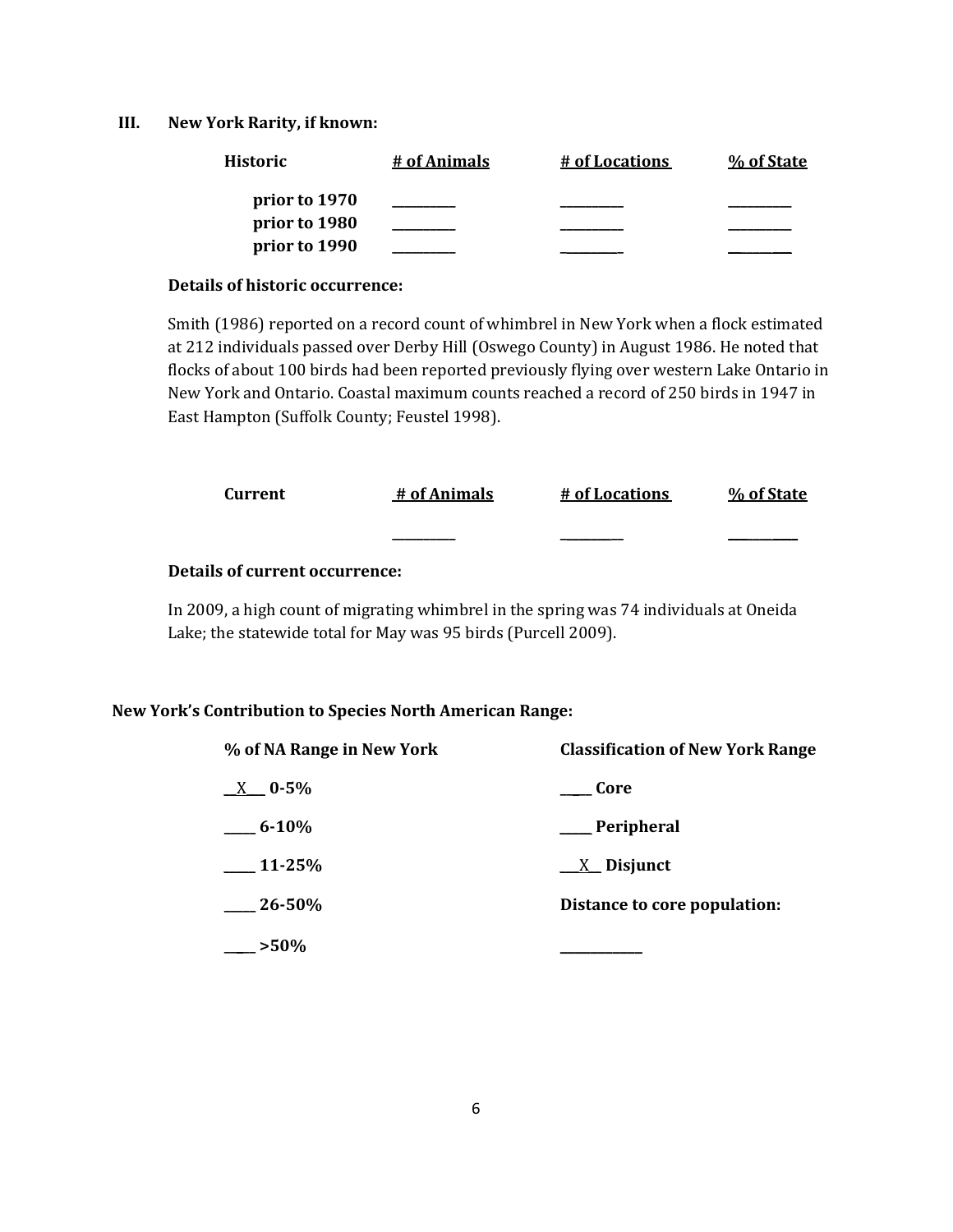## III. New York Rarity, if known:

| Historic | # of Animals | # of Locations | % of State |
|---|---|---|---|
| prior to 1970 | _________ | _________ | _________ |
| prior to 1980 | _________ | _________ | _________ |
| prior to 1990 | _________ | _________ | _________ |

**Details of historic occurrence:**

Smith (1986) reported on a record count of whimbrel in New York when a flock estimated at 212 individuals passed over Derby Hill (Oswego County) in August 1986. He noted that flocks of about 100 birds had been reported previously flying over western Lake Ontario in New York and Ontario. Coastal maximum counts reached a record of 250 birds in 1947 in East Hampton (Suffolk County; Feustel 1998).

| Current | # of Animals | # of Locations | % of State |
|---|---|---|---|
| | _________ | _________ | _________ |

**Details of current occurrence:**

In 2009, a high count of migrating whimbrel in the spring was 74 individuals at Oneida Lake; the statewide total for May was 95 birds (Purcell 2009).

**New York's Contribution to Species North American Range:**

| % of NA Range in New York | Classification of New York Range |
|---|---|
| __X__ 0-5% | ____ Core |
| ____ 6-10% | ____ Peripheral |
| ____ 11-25% | __X__ Disjunct |
| ____ 26-50% | **Distance to core population:** |
| ____ >50% | __________ |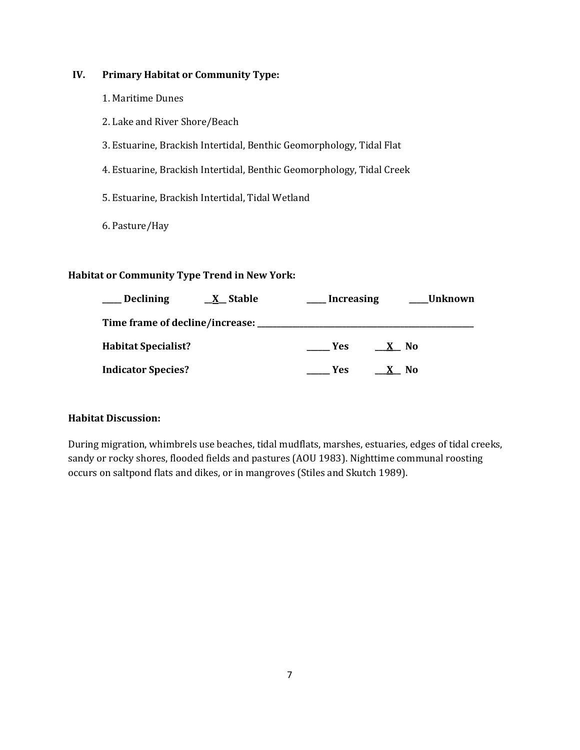## IV. Primary Habitat or Community Type:

1. Maritime Dunes
2. Lake and River Shore/Beach
3. Estuarine, Brackish Intertidal, Benthic Geomorphology, Tidal Flat
4. Estuarine, Brackish Intertidal, Benthic Geomorphology, Tidal Creek
5. Estuarine, Brackish Intertidal, Tidal Wetland
6. Pasture/Hay

**Habitat or Community Type Trend in New York:**

**____ Declining** **__X__ Stable** **____ Increasing** **____Unknown**

**Time frame of decline/increase: ___________________________________**

**Habitat Specialist?** **_____ Yes** **__X__ No**

**Indicator Species?** **_____ Yes** **__X__ No**

**Habitat Discussion:**

During migration, whimbrels use beaches, tidal mudflats, marshes, estuaries, edges of tidal creeks, sandy or rocky shores, flooded fields and pastures (AOU 1983). Nighttime communal roosting occurs on saltpond flats and dikes, or in mangroves (Stiles and Skutch 1989).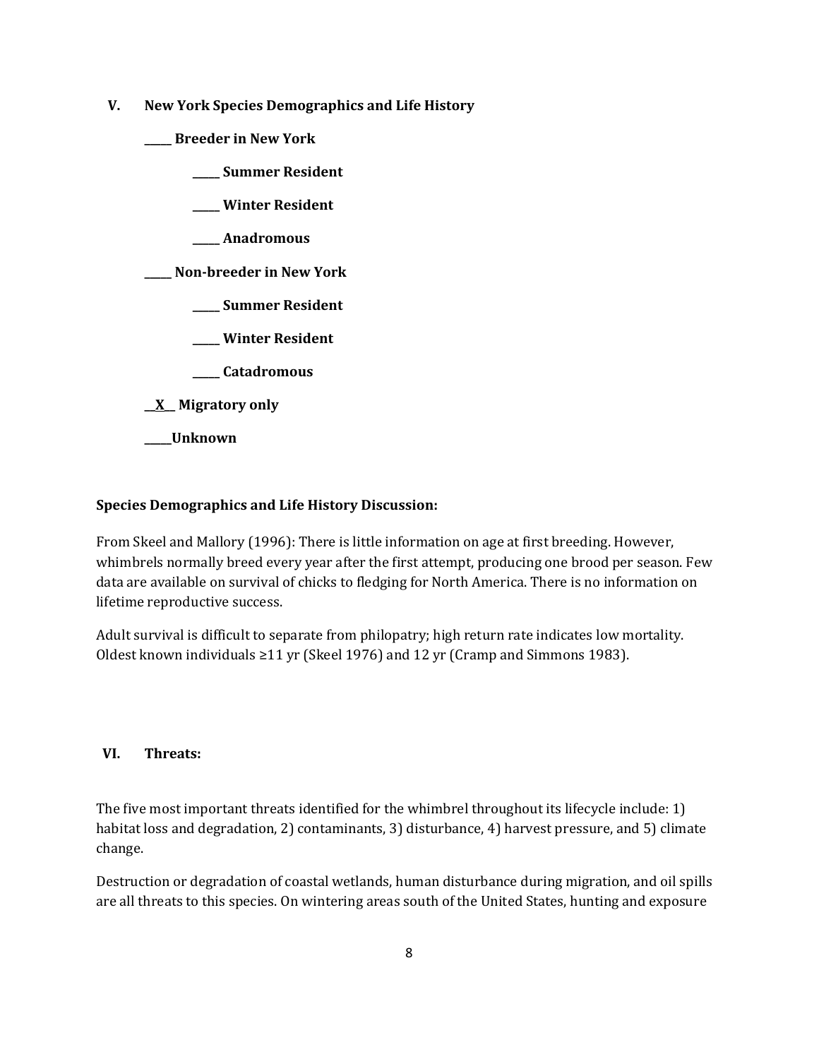## V. New York Species Demographics and Life History

**_____ Breeder in New York**

- **_____ Summer Resident**
- **_____ Winter Resident**
- **_____ Anadromous**

**_____ Non-breeder in New York**

- **_____ Summer Resident**
- **_____ Winter Resident**
- **_____ Catadromous**

**__X__ Migratory only**

**_____Unknown**

**Species Demographics and Life History Discussion:**

From Skeel and Mallory (1996): There is little information on age at first breeding. However, whimbrels normally breed every year after the first attempt, producing one brood per season. Few data are available on survival of chicks to fledging for North America. There is no information on lifetime reproductive success.

Adult survival is difficult to separate from philopatry; high return rate indicates low mortality. Oldest known individuals ≥11 yr (Skeel 1976) and 12 yr (Cramp and Simmons 1983).

## VI. Threats:

The five most important threats identified for the whimbrel throughout its lifecycle include: 1) habitat loss and degradation, 2) contaminants, 3) disturbance, 4) harvest pressure, and 5) climate change.

Destruction or degradation of coastal wetlands, human disturbance during migration, and oil spills are all threats to this species. On wintering areas south of the United States, hunting and exposure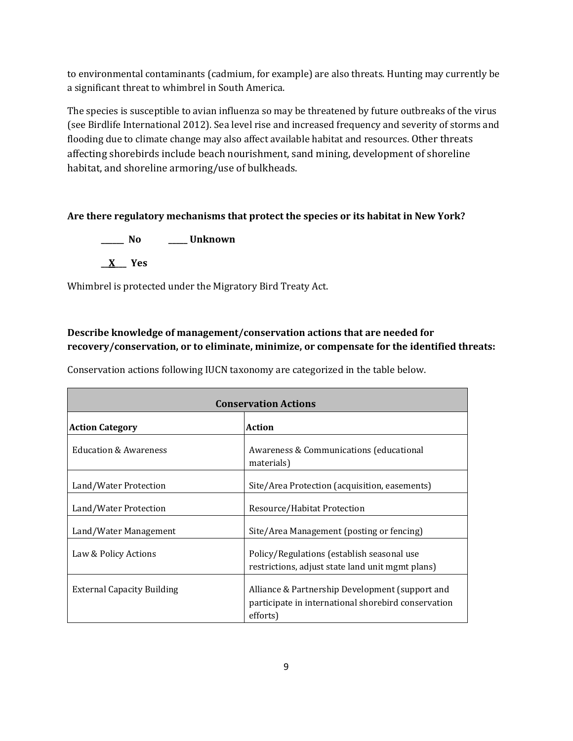to environmental contaminants (cadmium, for example) are also threats. Hunting may currently be a significant threat to whimbrel in South America.

The species is susceptible to avian influenza so may be threatened by future outbreaks of the virus (see Birdlife International 2012). Sea level rise and increased frequency and severity of storms and flooding due to climate change may also affect available habitat and resources. Other threats affecting shorebirds include beach nourishment, sand mining, development of shoreline habitat, and shoreline armoring/use of bulkheads.

**Are there regulatory mechanisms that protect the species or its habitat in New York?**

______ **No** _____ **Unknown**

__X__ **Yes**

Whimbrel is protected under the Migratory Bird Treaty Act.

**Describe knowledge of management/conservation actions that are needed for recovery/conservation, or to eliminate, minimize, or compensate for the identified threats:**

Conservation actions following IUCN taxonomy are categorized in the table below.

| **Conservation Actions** | |
|---|---|
| **Action Category** | **Action** |
| Education & Awareness | Awareness & Communications (educational materials) |
| Land/Water Protection | Site/Area Protection (acquisition, easements) |
| Land/Water Protection | Resource/Habitat Protection |
| Land/Water Management | Site/Area Management (posting or fencing) |
| Law & Policy Actions | Policy/Regulations (establish seasonal use restrictions, adjust state land unit mgmt plans) |
| External Capacity Building | Alliance & Partnership Development (support and participate in international shorebird conservation efforts) |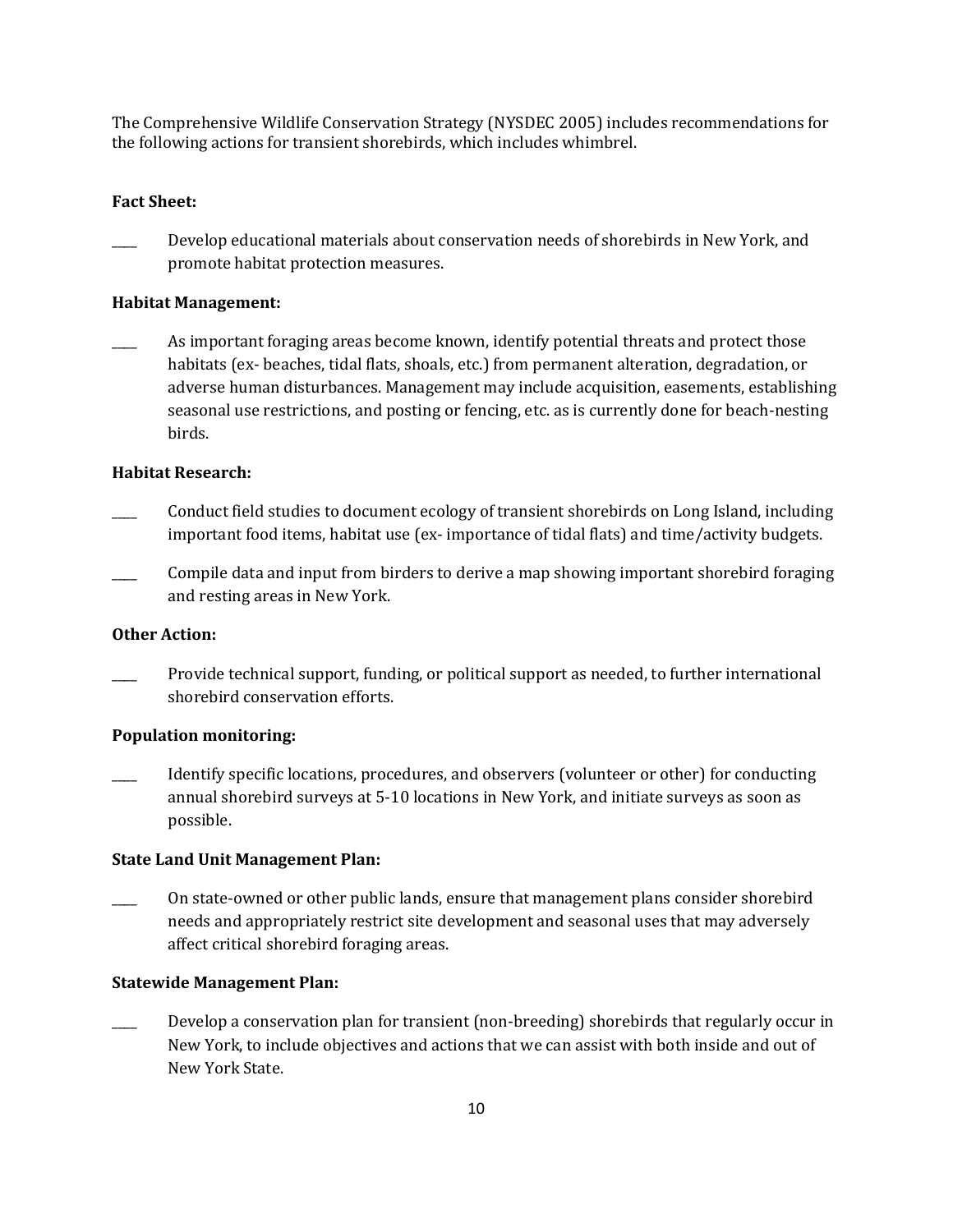The Comprehensive Wildlife Conservation Strategy (NYSDEC 2005) includes recommendations for the following actions for transient shorebirds, which includes whimbrel.

**Fact Sheet:**

____ Develop educational materials about conservation needs of shorebirds in New York, and promote habitat protection measures.

**Habitat Management:**

____ As important foraging areas become known, identify potential threats and protect those habitats (ex- beaches, tidal flats, shoals, etc.) from permanent alteration, degradation, or adverse human disturbances. Management may include acquisition, easements, establishing seasonal use restrictions, and posting or fencing, etc. as is currently done for beach-nesting birds.

**Habitat Research:**

____ Conduct field studies to document ecology of transient shorebirds on Long Island, including important food items, habitat use (ex- importance of tidal flats) and time/activity budgets.

____ Compile data and input from birders to derive a map showing important shorebird foraging and resting areas in New York.

**Other Action:**

____ Provide technical support, funding, or political support as needed, to further international shorebird conservation efforts.

**Population monitoring:**

____ Identify specific locations, procedures, and observers (volunteer or other) for conducting annual shorebird surveys at 5-10 locations in New York, and initiate surveys as soon as possible.

**State Land Unit Management Plan:**

____ On state-owned or other public lands, ensure that management plans consider shorebird needs and appropriately restrict site development and seasonal uses that may adversely affect critical shorebird foraging areas.

**Statewide Management Plan:**

____ Develop a conservation plan for transient (non-breeding) shorebirds that regularly occur in New York, to include objectives and actions that we can assist with both inside and out of New York State.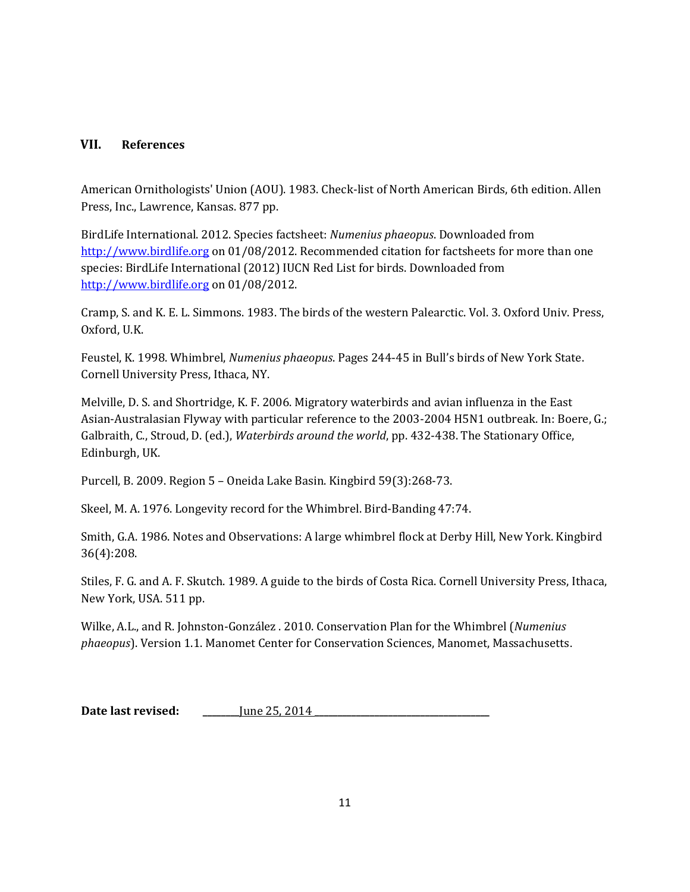## VII. References

American Ornithologists' Union (AOU). 1983. Check-list of North American Birds, 6th edition. Allen Press, Inc., Lawrence, Kansas. 877 pp.

BirdLife International. 2012. Species factsheet: *Numenius phaeopus*. Downloaded from http://www.birdlife.org on 01/08/2012. Recommended citation for factsheets for more than one species: BirdLife International (2012) IUCN Red List for birds. Downloaded from http://www.birdlife.org on 01/08/2012.

Cramp, S. and K. E. L. Simmons. 1983. The birds of the western Palearctic. Vol. 3. Oxford Univ. Press, Oxford, U.K.

Feustel, K. 1998. Whimbrel, *Numenius phaeopus*. Pages 244-45 in Bull's birds of New York State. Cornell University Press, Ithaca, NY.

Melville, D. S. and Shortridge, K. F. 2006. Migratory waterbirds and avian influenza in the East Asian-Australasian Flyway with particular reference to the 2003-2004 H5N1 outbreak. In: Boere, G.; Galbraith, C., Stroud, D. (ed.), *Waterbirds around the world*, pp. 432-438. The Stationary Office, Edinburgh, UK.

Purcell, B. 2009. Region 5 – Oneida Lake Basin. Kingbird 59(3):268-73.

Skeel, M. A. 1976. Longevity record for the Whimbrel. Bird-Banding 47:74.

Smith, G.A. 1986. Notes and Observations: A large whimbrel flock at Derby Hill, New York. Kingbird 36(4):208.

Stiles, F. G. and A. F. Skutch. 1989. A guide to the birds of Costa Rica. Cornell University Press, Ithaca, New York, USA. 511 pp.

Wilke, A.L., and R. Johnston-González . 2010. Conservation Plan for the Whimbrel (*Numenius phaeopus*). Version 1.1. Manomet Center for Conservation Sciences, Manomet, Massachusetts.

**Date last revised:** June 25, 2014